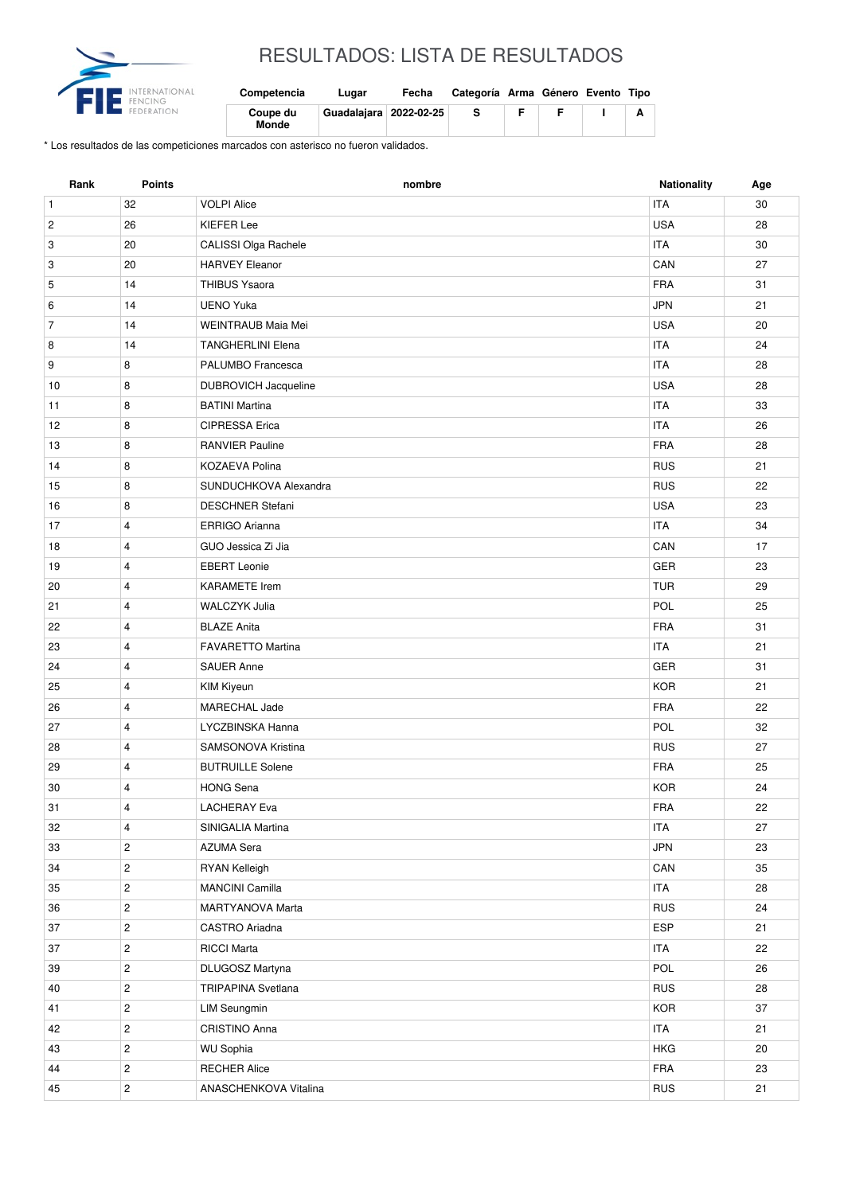# RESULTADOS: LISTA DE RESULTADOS

| Competencia | Lugar | Fecha | Categoría | Arma | Género | Evento | Tipo |
|---|---|---|---|---|---|---|---|
| Coupe du Monde | Guadalajara | 2022-02-25 | S | F | F | I | A |

* Los resultados de las competiciones marcados con asterisco no fueron validados.

| Rank | Points | nombre | Nationality | Age |
|---|---|---|---|---|
| 1 | 32 | VOLPI Alice | ITA | 30 |
| 2 | 26 | KIEFER Lee | USA | 28 |
| 3 | 20 | CALISSI Olga Rachele | ITA | 30 |
| 3 | 20 | HARVEY Eleanor | CAN | 27 |
| 5 | 14 | THIBUS Ysaora | FRA | 31 |
| 6 | 14 | UENO Yuka | JPN | 21 |
| 7 | 14 | WEINTRAUB Maia Mei | USA | 20 |
| 8 | 14 | TANGHERLINI Elena | ITA | 24 |
| 9 | 8 | PALUMBO Francesca | ITA | 28 |
| 10 | 8 | DUBROVICH Jacqueline | USA | 28 |
| 11 | 8 | BATINI Martina | ITA | 33 |
| 12 | 8 | CIPRESSA Erica | ITA | 26 |
| 13 | 8 | RANVIER Pauline | FRA | 28 |
| 14 | 8 | KOZAEVA Polina | RUS | 21 |
| 15 | 8 | SUNDUCHKOVA Alexandra | RUS | 22 |
| 16 | 8 | DESCHNER Stefani | USA | 23 |
| 17 | 4 | ERRIGO Arianna | ITA | 34 |
| 18 | 4 | GUO Jessica Zi Jia | CAN | 17 |
| 19 | 4 | EBERT Leonie | GER | 23 |
| 20 | 4 | KARAMETE Irem | TUR | 29 |
| 21 | 4 | WALCZYK Julia | POL | 25 |
| 22 | 4 | BLAZE Anita | FRA | 31 |
| 23 | 4 | FAVARETTO Martina | ITA | 21 |
| 24 | 4 | SAUER Anne | GER | 31 |
| 25 | 4 | KIM Kiyeun | KOR | 21 |
| 26 | 4 | MARECHAL Jade | FRA | 22 |
| 27 | 4 | LYCZBINSKA Hanna | POL | 32 |
| 28 | 4 | SAMSONOVA Kristina | RUS | 27 |
| 29 | 4 | BUTRUILLE Solene | FRA | 25 |
| 30 | 4 | HONG Sena | KOR | 24 |
| 31 | 4 | LACHERAY Eva | FRA | 22 |
| 32 | 4 | SINIGALIA Martina | ITA | 27 |
| 33 | 2 | AZUMA Sera | JPN | 23 |
| 34 | 2 | RYAN Kelleigh | CAN | 35 |
| 35 | 2 | MANCINI Camilla | ITA | 28 |
| 36 | 2 | MARTYANOVA Marta | RUS | 24 |
| 37 | 2 | CASTRO Ariadna | ESP | 21 |
| 37 | 2 | RICCI Marta | ITA | 22 |
| 39 | 2 | DLUGOSZ Martyna | POL | 26 |
| 40 | 2 | TRIPAPINA Svetlana | RUS | 28 |
| 41 | 2 | LIM Seungmin | KOR | 37 |
| 42 | 2 | CRISTINO Anna | ITA | 21 |
| 43 | 2 | WU Sophia | HKG | 20 |
| 44 | 2 | RECHER Alice | FRA | 23 |
| 45 | 2 | ANASCHENKOVA Vitalina | RUS | 21 |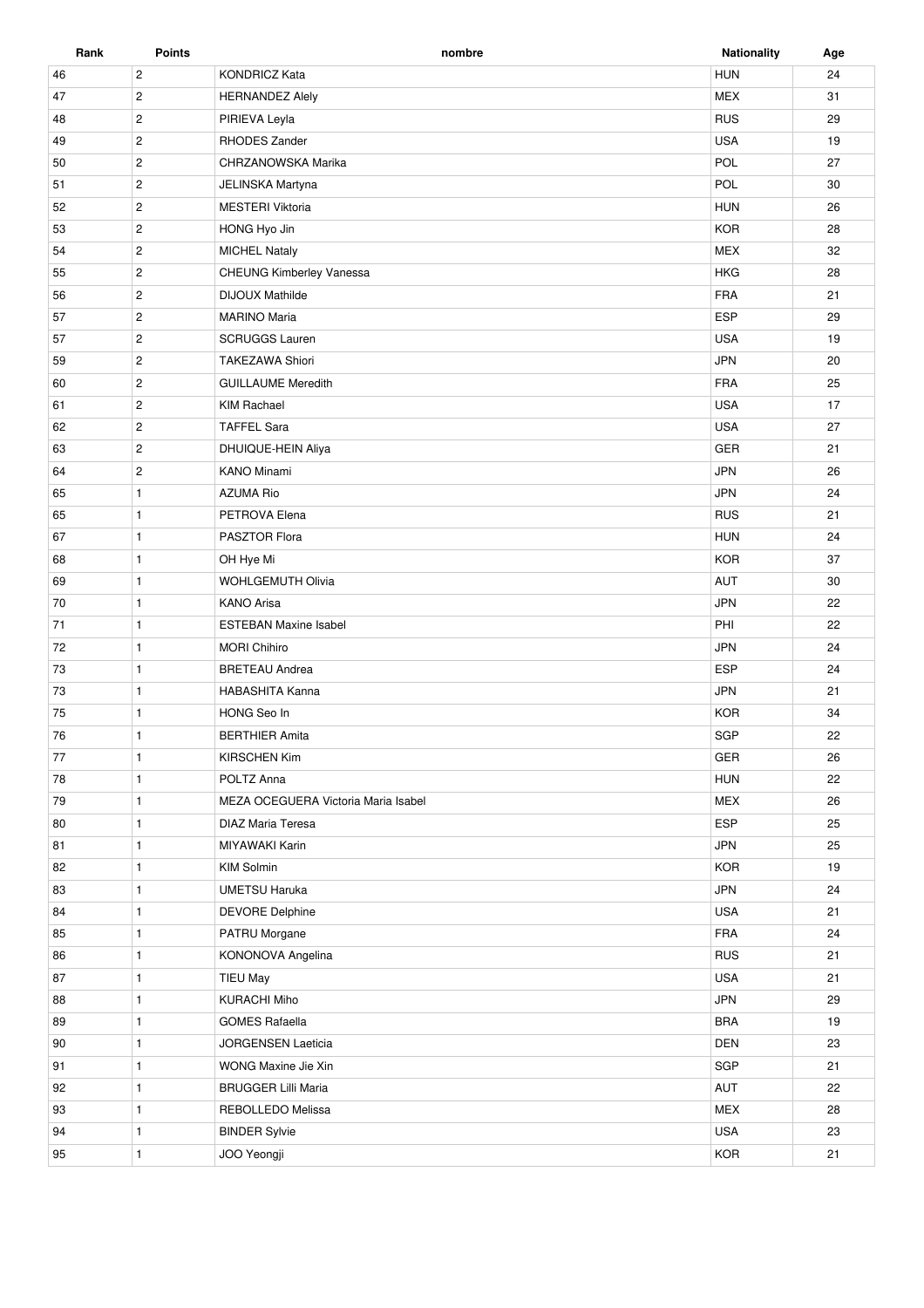| Rank | Points | nombre | Nationality | Age |
|---|---|---|---|---|
| 46 | 2 | KONDRICZ Kata | HUN | 24 |
| 47 | 2 | HERNANDEZ Alely | MEX | 31 |
| 48 | 2 | PIRIEVA Leyla | RUS | 29 |
| 49 | 2 | RHODES Zander | USA | 19 |
| 50 | 2 | CHRZANOWSKA Marika | POL | 27 |
| 51 | 2 | JELINSKA Martyna | POL | 30 |
| 52 | 2 | MESTERI Viktoria | HUN | 26 |
| 53 | 2 | HONG Hyo Jin | KOR | 28 |
| 54 | 2 | MICHEL Nataly | MEX | 32 |
| 55 | 2 | CHEUNG Kimberley Vanessa | HKG | 28 |
| 56 | 2 | DIJOUX Mathilde | FRA | 21 |
| 57 | 2 | MARINO Maria | ESP | 29 |
| 57 | 2 | SCRUGGS Lauren | USA | 19 |
| 59 | 2 | TAKEZAWA Shiori | JPN | 20 |
| 60 | 2 | GUILLAUME Meredith | FRA | 25 |
| 61 | 2 | KIM Rachael | USA | 17 |
| 62 | 2 | TAFFEL Sara | USA | 27 |
| 63 | 2 | DHUIQUE-HEIN Aliya | GER | 21 |
| 64 | 2 | KANO Minami | JPN | 26 |
| 65 | 1 | AZUMA Rio | JPN | 24 |
| 65 | 1 | PETROVA Elena | RUS | 21 |
| 67 | 1 | PASZTOR Flora | HUN | 24 |
| 68 | 1 | OH Hye Mi | KOR | 37 |
| 69 | 1 | WOHLGEMUTH Olivia | AUT | 30 |
| 70 | 1 | KANO Arisa | JPN | 22 |
| 71 | 1 | ESTEBAN Maxine Isabel | PHI | 22 |
| 72 | 1 | MORI Chihiro | JPN | 24 |
| 73 | 1 | BRETEAU Andrea | ESP | 24 |
| 73 | 1 | HABASHITA Kanna | JPN | 21 |
| 75 | 1 | HONG Seo In | KOR | 34 |
| 76 | 1 | BERTHIER Amita | SGP | 22 |
| 77 | 1 | KIRSCHEN Kim | GER | 26 |
| 78 | 1 | POLTZ Anna | HUN | 22 |
| 79 | 1 | MEZA OCEGUERA Victoria Maria Isabel | MEX | 26 |
| 80 | 1 | DIAZ Maria Teresa | ESP | 25 |
| 81 | 1 | MIYAWAKI Karin | JPN | 25 |
| 82 | 1 | KIM Solmin | KOR | 19 |
| 83 | 1 | UMETSU Haruka | JPN | 24 |
| 84 | 1 | DEVORE Delphine | USA | 21 |
| 85 | 1 | PATRU Morgane | FRA | 24 |
| 86 | 1 | KONONOVA Angelina | RUS | 21 |
| 87 | 1 | TIEU May | USA | 21 |
| 88 | 1 | KURACHI Miho | JPN | 29 |
| 89 | 1 | GOMES Rafaella | BRA | 19 |
| 90 | 1 | JORGENSEN Laeticia | DEN | 23 |
| 91 | 1 | WONG Maxine Jie Xin | SGP | 21 |
| 92 | 1 | BRUGGER Lilli Maria | AUT | 22 |
| 93 | 1 | REBOLLEDO Melissa | MEX | 28 |
| 94 | 1 | BINDER Sylvie | USA | 23 |
| 95 | 1 | JOO Yeongji | KOR | 21 |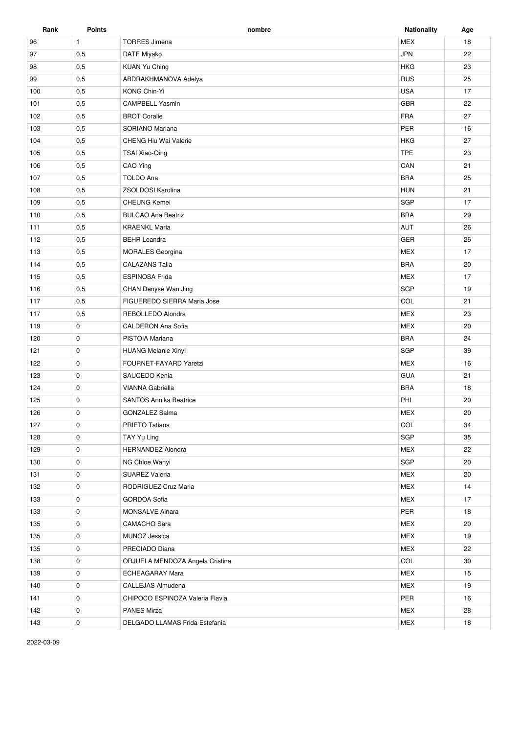| Rank | Points | nombre | Nationality | Age |
|---|---|---|---|---|
| 96 | 1 | TORRES Jimena | MEX | 18 |
| 97 | 0,5 | DATE Miyako | JPN | 22 |
| 98 | 0,5 | KUAN Yu Ching | HKG | 23 |
| 99 | 0,5 | ABDRAKHMANOVA Adelya | RUS | 25 |
| 100 | 0,5 | KONG Chin-Yi | USA | 17 |
| 101 | 0,5 | CAMPBELL Yasmin | GBR | 22 |
| 102 | 0,5 | BROT Coralie | FRA | 27 |
| 103 | 0,5 | SORIANO Mariana | PER | 16 |
| 104 | 0,5 | CHENG Hiu Wai Valerie | HKG | 27 |
| 105 | 0,5 | TSAI Xiao-Qing | TPE | 23 |
| 106 | 0,5 | CAO Ying | CAN | 21 |
| 107 | 0,5 | TOLDO Ana | BRA | 25 |
| 108 | 0,5 | ZSOLDOSI Karolina | HUN | 21 |
| 109 | 0,5 | CHEUNG Kemei | SGP | 17 |
| 110 | 0,5 | BULCAO Ana Beatriz | BRA | 29 |
| 111 | 0,5 | KRAENKL Maria | AUT | 26 |
| 112 | 0,5 | BEHR Leandra | GER | 26 |
| 113 | 0,5 | MORALES Georgina | MEX | 17 |
| 114 | 0,5 | CALAZANS Talia | BRA | 20 |
| 115 | 0,5 | ESPINOSA Frida | MEX | 17 |
| 116 | 0,5 | CHAN Denyse Wan Jing | SGP | 19 |
| 117 | 0,5 | FIGUEREDO SIERRA Maria Jose | COL | 21 |
| 117 | 0,5 | REBOLLEDO Alondra | MEX | 23 |
| 119 | 0 | CALDERON Ana Sofia | MEX | 20 |
| 120 | 0 | PISTOIA Mariana | BRA | 24 |
| 121 | 0 | HUANG Melanie Xinyi | SGP | 39 |
| 122 | 0 | FOURNET-FAYARD Yaretzi | MEX | 16 |
| 123 | 0 | SAUCEDO Kenia | GUA | 21 |
| 124 | 0 | VIANNA Gabriella | BRA | 18 |
| 125 | 0 | SANTOS Annika Beatrice | PHI | 20 |
| 126 | 0 | GONZALEZ Salma | MEX | 20 |
| 127 | 0 | PRIETO Tatiana | COL | 34 |
| 128 | 0 | TAY Yu Ling | SGP | 35 |
| 129 | 0 | HERNANDEZ Alondra | MEX | 22 |
| 130 | 0 | NG Chloe Wanyi | SGP | 20 |
| 131 | 0 | SUAREZ Valeria | MEX | 20 |
| 132 | 0 | RODRIGUEZ Cruz Maria | MEX | 14 |
| 133 | 0 | GORDOA Sofia | MEX | 17 |
| 133 | 0 | MONSALVE Ainara | PER | 18 |
| 135 | 0 | CAMACHO Sara | MEX | 20 |
| 135 | 0 | MUNOZ Jessica | MEX | 19 |
| 135 | 0 | PRECIADO Diana | MEX | 22 |
| 138 | 0 | ORJUELA MENDOZA Angela Cristina | COL | 30 |
| 139 | 0 | ECHEAGARAY Mara | MEX | 15 |
| 140 | 0 | CALLEJAS Almudena | MEX | 19 |
| 141 | 0 | CHIPOCO ESPINOZA Valeria Flavia | PER | 16 |
| 142 | 0 | PANES Mirza | MEX | 28 |
| 143 | 0 | DELGADO LLAMAS Frida Estefania | MEX | 18 |

2022-03-09